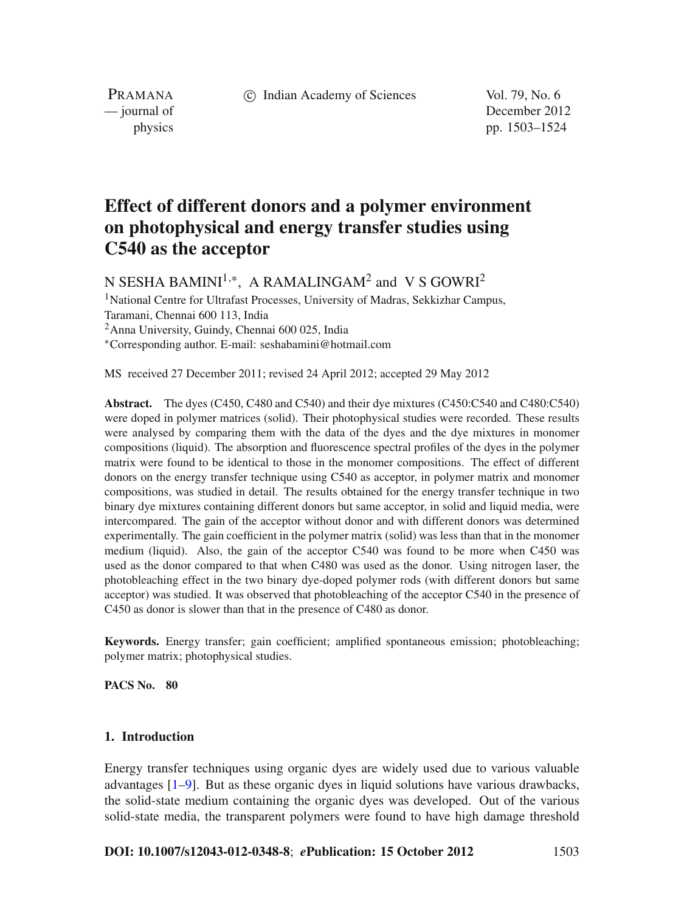# Effect of different donors and a polymer environment on photophysical and energy transfer studies using C540 as the acceptor

N SESHA BAMINI[1,*], A RAMALINGAM[2] and V S GOWRI[2]

[1]National Centre for Ultrafast Processes, University of Madras, Sekkizhar Campus, Taramani, Chennai 600 113, India

[2]Anna University, Guindy, Chennai 600 025, India

*Corresponding author. E-mail: seshabamini@hotmail.com

MS received 27 December 2011; revised 24 April 2012; accepted 29 May 2012

**Abstract.** The dyes (C450, C480 and C540) and their dye mixtures (C450:C540 and C480:C540) were doped in polymer matrices (solid). Their photophysical studies were recorded. These results were analysed by comparing them with the data of the dyes and the dye mixtures in monomer compositions (liquid). The absorption and fluorescence spectral profiles of the dyes in the polymer matrix were found to be identical to those in the monomer compositions. The effect of different donors on the energy transfer technique using C540 as acceptor, in polymer matrix and monomer compositions, was studied in detail. The results obtained for the energy transfer technique in two binary dye mixtures containing different donors but same acceptor, in solid and liquid media, were intercompared. The gain of the acceptor without donor and with different donors was determined experimentally. The gain coefficient in the polymer matrix (solid) was less than that in the monomer medium (liquid). Also, the gain of the acceptor C540 was found to be more when C450 was used as the donor compared to that when C480 was used as the donor. Using nitrogen laser, the photobleaching effect in the two binary dye-doped polymer rods (with different donors but same acceptor) was studied. It was observed that photobleaching of the acceptor C540 in the presence of C450 as donor is slower than that in the presence of C480 as donor.

**Keywords.** Energy transfer; gain coefficient; amplified spontaneous emission; photobleaching; polymer matrix; photophysical studies.

**PACS No.** 80

## 1. Introduction

Energy transfer techniques using organic dyes are widely used due to various valuable advantages [1–9]. But as these organic dyes in liquid solutions have various drawbacks, the solid-state medium containing the organic dyes was developed. Out of the various solid-state media, the transparent polymers were found to have high damage threshold

**DOI: 10.1007/s12043-012-0348-8**; ***e*Publication: 15 October 2012**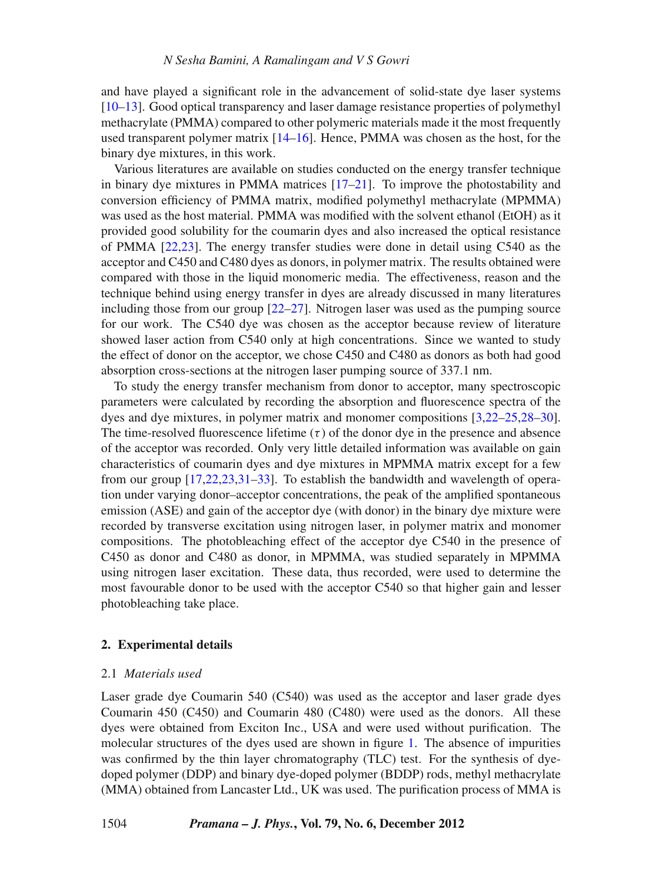and have played a significant role in the advancement of solid-state dye laser systems [10–13]. Good optical transparency and laser damage resistance properties of polymethyl methacrylate (PMMA) compared to other polymeric materials made it the most frequently used transparent polymer matrix [14–16]. Hence, PMMA was chosen as the host, for the binary dye mixtures, in this work.

Various literatures are available on studies conducted on the energy transfer technique in binary dye mixtures in PMMA matrices [17–21]. To improve the photostability and conversion efficiency of PMMA matrix, modified polymethyl methacrylate (MPMMA) was used as the host material. PMMA was modified with the solvent ethanol (EtOH) as it provided good solubility for the coumarin dyes and also increased the optical resistance of PMMA [22,23]. The energy transfer studies were done in detail using C540 as the acceptor and C450 and C480 dyes as donors, in polymer matrix. The results obtained were compared with those in the liquid monomeric media. The effectiveness, reason and the technique behind using energy transfer in dyes are already discussed in many literatures including those from our group [22–27]. Nitrogen laser was used as the pumping source for our work. The C540 dye was chosen as the acceptor because review of literature showed laser action from C540 only at high concentrations. Since we wanted to study the effect of donor on the acceptor, we chose C450 and C480 as donors as both had good absorption cross-sections at the nitrogen laser pumping source of 337.1 nm.

To study the energy transfer mechanism from donor to acceptor, many spectroscopic parameters were calculated by recording the absorption and fluorescence spectra of the dyes and dye mixtures, in polymer matrix and monomer compositions [3,22–25,28–30]. The time-resolved fluorescence lifetime ($\tau$) of the donor dye in the presence and absence of the acceptor was recorded. Only very little detailed information was available on gain characteristics of coumarin dyes and dye mixtures in MPMMA matrix except for a few from our group [17,22,23,31–33]. To establish the bandwidth and wavelength of operation under varying donor–acceptor concentrations, the peak of the amplified spontaneous emission (ASE) and gain of the acceptor dye (with donor) in the binary dye mixture were recorded by transverse excitation using nitrogen laser, in polymer matrix and monomer compositions. The photobleaching effect of the acceptor dye C540 in the presence of C450 as donor and C480 as donor, in MPMMA, was studied separately in MPMMA using nitrogen laser excitation. These data, thus recorded, were used to determine the most favourable donor to be used with the acceptor C540 so that higher gain and lesser photobleaching take place.

## 2. Experimental details

### 2.1 *Materials used*

Laser grade dye Coumarin 540 (C540) was used as the acceptor and laser grade dyes Coumarin 450 (C450) and Coumarin 480 (C480) were used as the donors. All these dyes were obtained from Exciton Inc., USA and were used without purification. The molecular structures of the dyes used are shown in figure 1. The absence of impurities was confirmed by the thin layer chromatography (TLC) test. For the synthesis of dye-doped polymer (DDP) and binary dye-doped polymer (BDDP) rods, methyl methacrylate (MMA) obtained from Lancaster Ltd., UK was used. The purification process of MMA is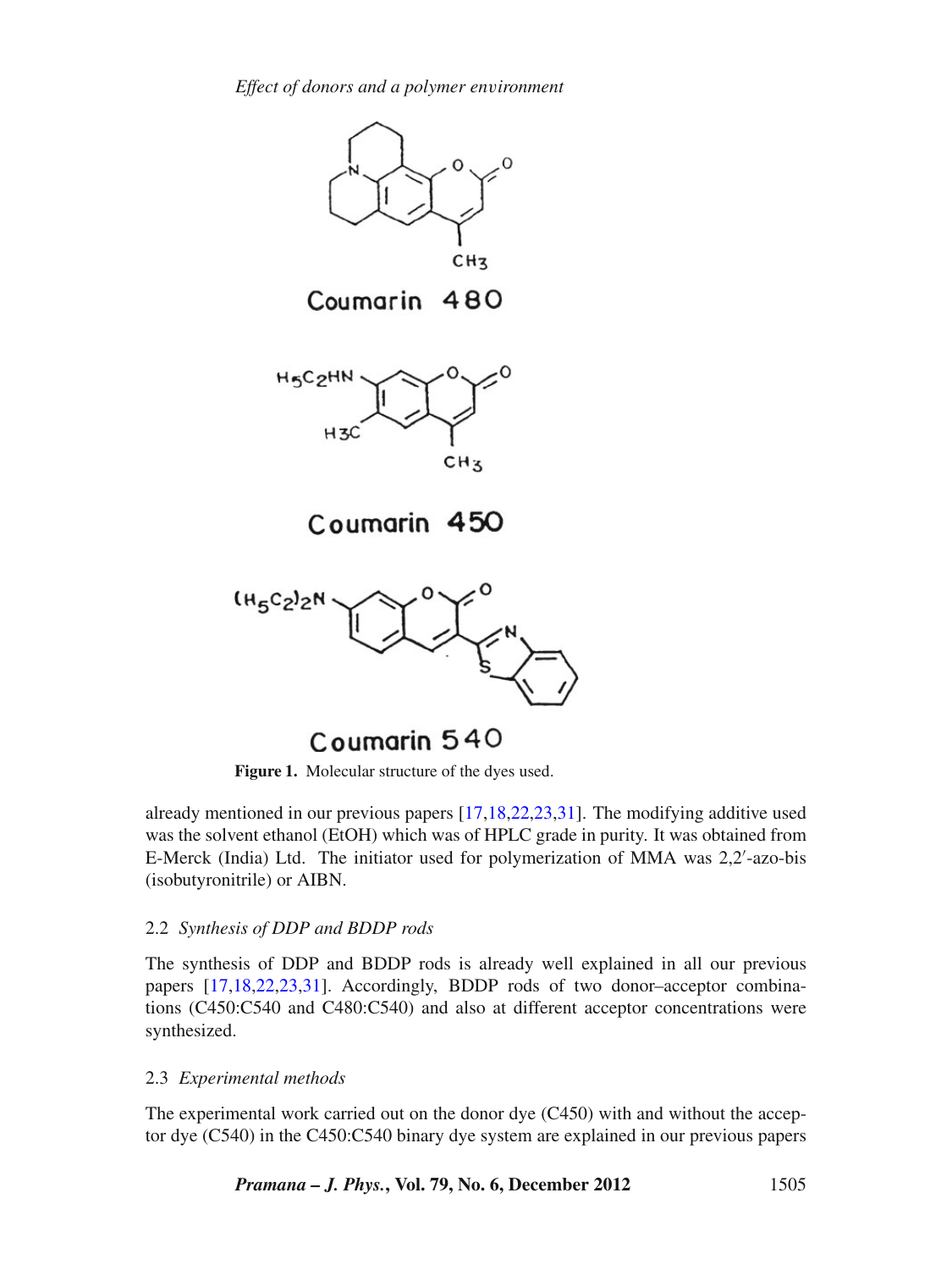Figure 1. Molecular structure of the dyes used.

already mentioned in our previous papers [17,18,22,23,31]. The modifying additive used was the solvent ethanol (EtOH) which was of HPLC grade in purity. It was obtained from E-Merck (India) Ltd. The initiator used for polymerization of MMA was 2,2′-azo-bis (isobutyronitrile) or AIBN.

### 2.2 *Synthesis of DDP and BDDP rods*

The synthesis of DDP and BDDP rods is already well explained in all our previous papers [17,18,22,23,31]. Accordingly, BDDP rods of two donor–acceptor combinations (C450:C540 and C480:C540) and also at different acceptor concentrations were synthesized.

### 2.3 *Experimental methods*

The experimental work carried out on the donor dye (C450) with and without the acceptor dye (C540) in the C450:C540 binary dye system are explained in our previous papers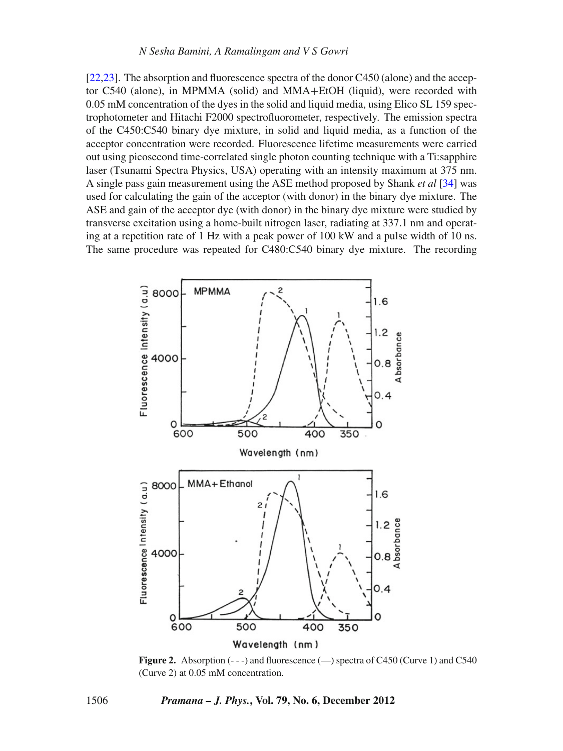[22,23]. The absorption and fluorescence spectra of the donor C450 (alone) and the acceptor C540 (alone), in MPMMA (solid) and MMA+EtOH (liquid), were recorded with 0.05 mM concentration of the dyes in the solid and liquid media, using Elico SL 159 spectrophotometer and Hitachi F2000 spectrofluorometer, respectively. The emission spectra of the C450:C540 binary dye mixture, in solid and liquid media, as a function of the acceptor concentration were recorded. Fluorescence lifetime measurements were carried out using picosecond time-correlated single photon counting technique with a Ti:sapphire laser (Tsunami Spectra Physics, USA) operating with an intensity maximum at 375 nm. A single pass gain measurement using the ASE method proposed by Shank *et al* [34] was used for calculating the gain of the acceptor (with donor) in the binary dye mixture. The ASE and gain of the acceptor dye (with donor) in the binary dye mixture were studied by transverse excitation using a home-built nitrogen laser, radiating at 337.1 nm and operating at a repetition rate of 1 Hz with a peak power of 100 kW and a pulse width of 10 ns. The same procedure was repeated for C480:C540 binary dye mixture. The recording

**Figure 2.** Absorption (- - -) and fluorescence (—) spectra of C450 (Curve 1) and C540 (Curve 2) at 0.05 mM concentration.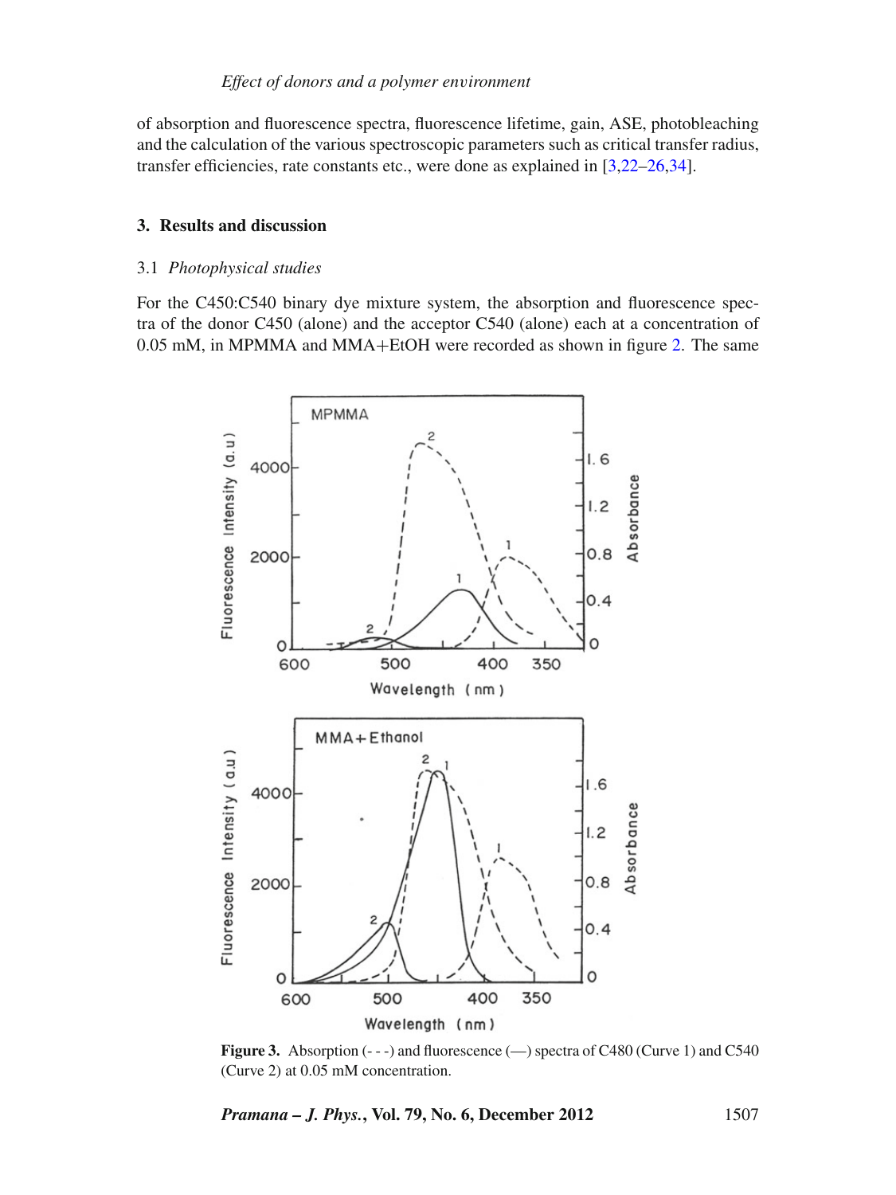of absorption and fluorescence spectra, fluorescence lifetime, gain, ASE, photobleaching and the calculation of the various spectroscopic parameters such as critical transfer radius, transfer efficiencies, rate constants etc., were done as explained in [3,22–26,34].

## 3. Results and discussion

### 3.1 *Photophysical studies*

For the C450:C540 binary dye mixture system, the absorption and fluorescence spectra of the donor C450 (alone) and the acceptor C540 (alone) each at a concentration of 0.05 mM, in MPMMA and MMA+EtOH were recorded as shown in figure 2. The same

**Figure 3.** Absorption (- - -) and fluorescence (—) spectra of C480 (Curve 1) and C540 (Curve 2) at 0.05 mM concentration.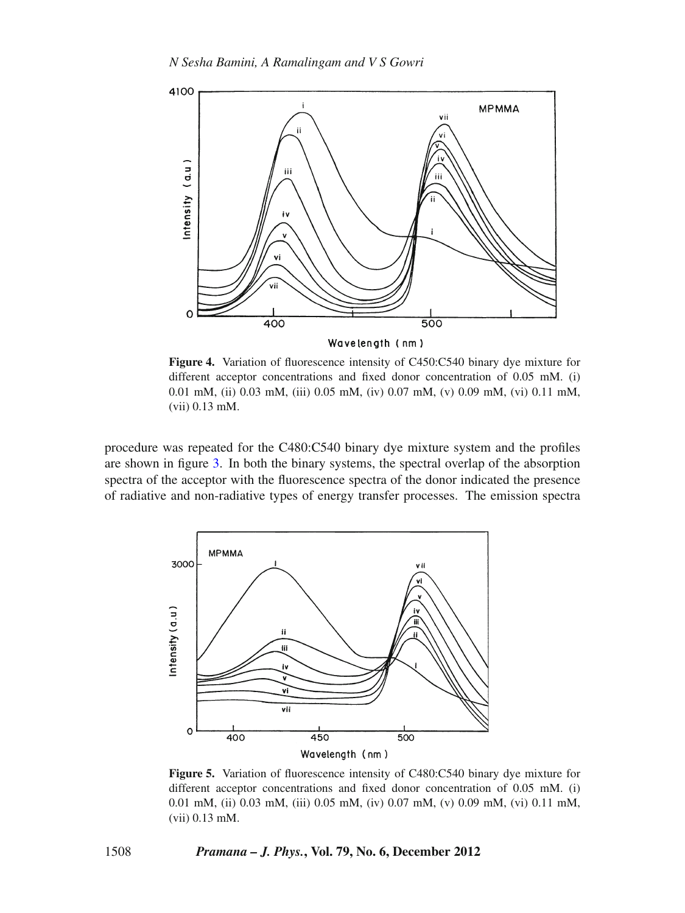**Figure 4.** Variation of fluorescence intensity of C450:C540 binary dye mixture for different acceptor concentrations and fixed donor concentration of 0.05 mM. (i) 0.01 mM, (ii) 0.03 mM, (iii) 0.05 mM, (iv) 0.07 mM, (v) 0.09 mM, (vi) 0.11 mM, (vii) 0.13 mM.

procedure was repeated for the C480:C540 binary dye mixture system and the profiles are shown in figure 3. In both the binary systems, the spectral overlap of the absorption spectra of the acceptor with the fluorescence spectra of the donor indicated the presence of radiative and non-radiative types of energy transfer processes. The emission spectra

**Figure 5.** Variation of fluorescence intensity of C480:C540 binary dye mixture for different acceptor concentrations and fixed donor concentration of 0.05 mM. (i) 0.01 mM, (ii) 0.03 mM, (iii) 0.05 mM, (iv) 0.07 mM, (v) 0.09 mM, (vi) 0.11 mM, (vii) 0.13 mM.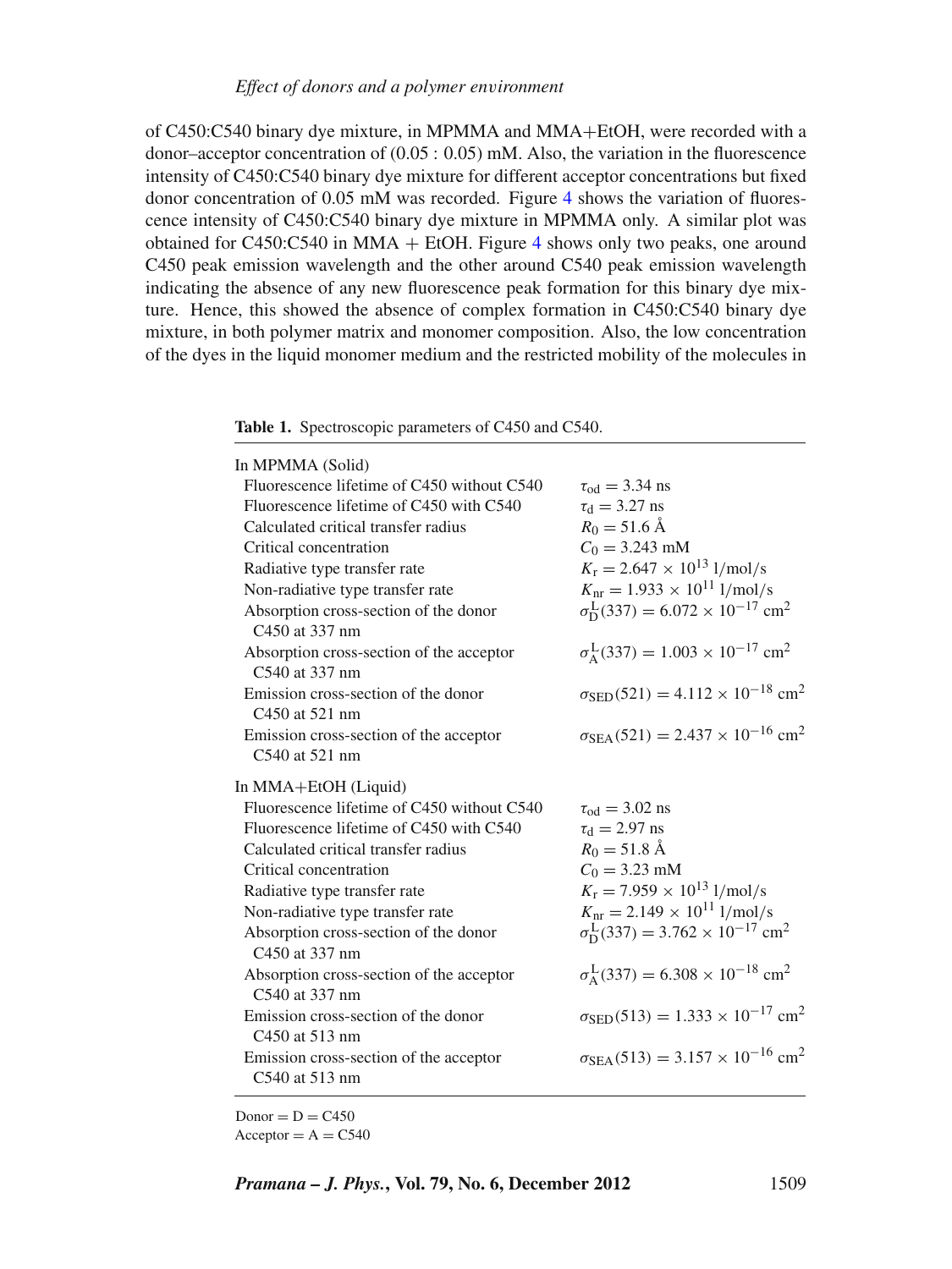of C450:C540 binary dye mixture, in MPMMA and MMA+EtOH, were recorded with a donor–acceptor concentration of (0.05 : 0.05) mM. Also, the variation in the fluorescence intensity of C450:C540 binary dye mixture for different acceptor concentrations but fixed donor concentration of 0.05 mM was recorded. Figure 4 shows the variation of fluorescence intensity of C450:C540 binary dye mixture in MPMMA only. A similar plot was obtained for C450:C540 in MMA + EtOH. Figure 4 shows only two peaks, one around C450 peak emission wavelength and the other around C540 peak emission wavelength indicating the absence of any new fluorescence peak formation for this binary dye mixture. Hence, this showed the absence of complex formation in C450:C540 binary dye mixture, in both polymer matrix and monomer composition. Also, the low concentration of the dyes in the liquid monomer medium and the restricted mobility of the molecules in

**Table 1.** Spectroscopic parameters of C450 and C540.

| | |
|---|---|
| In MPMMA (Solid) | |
| Fluorescence lifetime of C450 without C540 | $\tau_{\mathrm{od}} = 3.34$ ns |
| Fluorescence lifetime of C450 with C540 | $\tau_{\mathrm{d}} = 3.27$ ns |
| Calculated critical transfer radius | $R_0 = 51.6$ Å |
| Critical concentration | $C_0 = 3.243$ mM |
| Radiative type transfer rate | $K_{\mathrm{r}} = 2.647 \times 10^{13}$ l/mol/s |
| Non-radiative type transfer rate | $K_{\mathrm{nr}} = 1.933 \times 10^{11}$ l/mol/s |
| Absorption cross-section of the donor C450 at 337 nm | $\sigma_{\mathrm{D}}^{\mathrm{L}}(337) = 6.072 \times 10^{-17}$ cm$^2$ |
| Absorption cross-section of the acceptor C540 at 337 nm | $\sigma_{\mathrm{A}}^{\mathrm{L}}(337) = 1.003 \times 10^{-17}$ cm$^2$ |
| Emission cross-section of the donor C450 at 521 nm | $\sigma_{\mathrm{SED}}(521) = 4.112 \times 10^{-18}$ cm$^2$ |
| Emission cross-section of the acceptor C540 at 521 nm | $\sigma_{\mathrm{SEA}}(521) = 2.437 \times 10^{-16}$ cm$^2$ |
| In MMA+EtOH (Liquid) | |
| Fluorescence lifetime of C450 without C540 | $\tau_{\mathrm{od}} = 3.02$ ns |
| Fluorescence lifetime of C450 with C540 | $\tau_{\mathrm{d}} = 2.97$ ns |
| Calculated critical transfer radius | $R_0 = 51.8$ Å |
| Critical concentration | $C_0 = 3.23$ mM |
| Radiative type transfer rate | $K_{\mathrm{r}} = 7.959 \times 10^{13}$ l/mol/s |
| Non-radiative type transfer rate | $K_{\mathrm{nr}} = 2.149 \times 10^{11}$ l/mol/s |
| Absorption cross-section of the donor C450 at 337 nm | $\sigma_{\mathrm{D}}^{\mathrm{L}}(337) = 3.762 \times 10^{-17}$ cm$^2$ |
| Absorption cross-section of the acceptor C540 at 337 nm | $\sigma_{\mathrm{A}}^{\mathrm{L}}(337) = 6.308 \times 10^{-18}$ cm$^2$ |
| Emission cross-section of the donor C450 at 513 nm | $\sigma_{\mathrm{SED}}(513) = 1.333 \times 10^{-17}$ cm$^2$ |
| Emission cross-section of the acceptor C540 at 513 nm | $\sigma_{\mathrm{SEA}}(513) = 3.157 \times 10^{-16}$ cm$^2$ |

Donor = D = C450
Acceptor = A = C540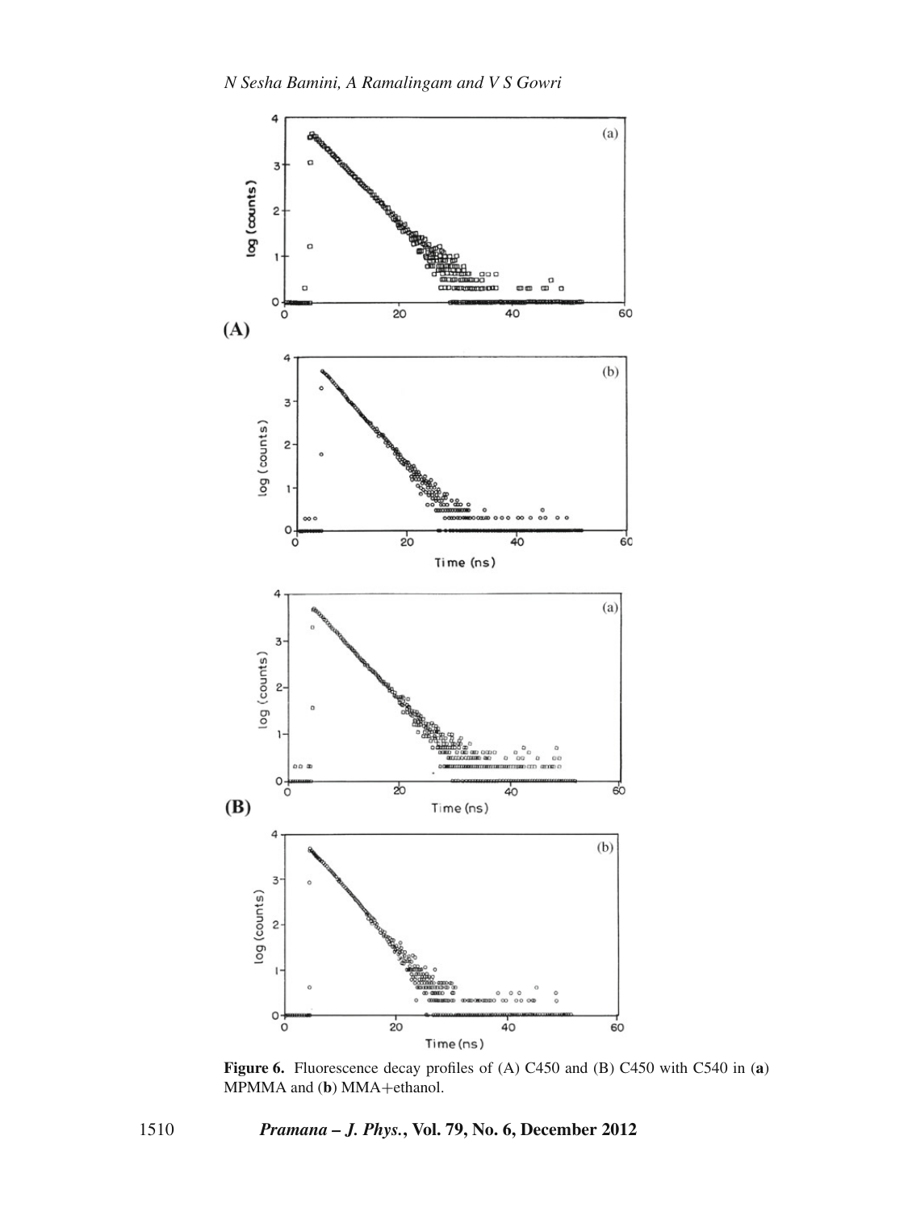**Figure 6.** Fluorescence decay profiles of (A) C450 and (B) C450 with C540 in (**a**) MPMMA and (**b**) MMA+ethanol.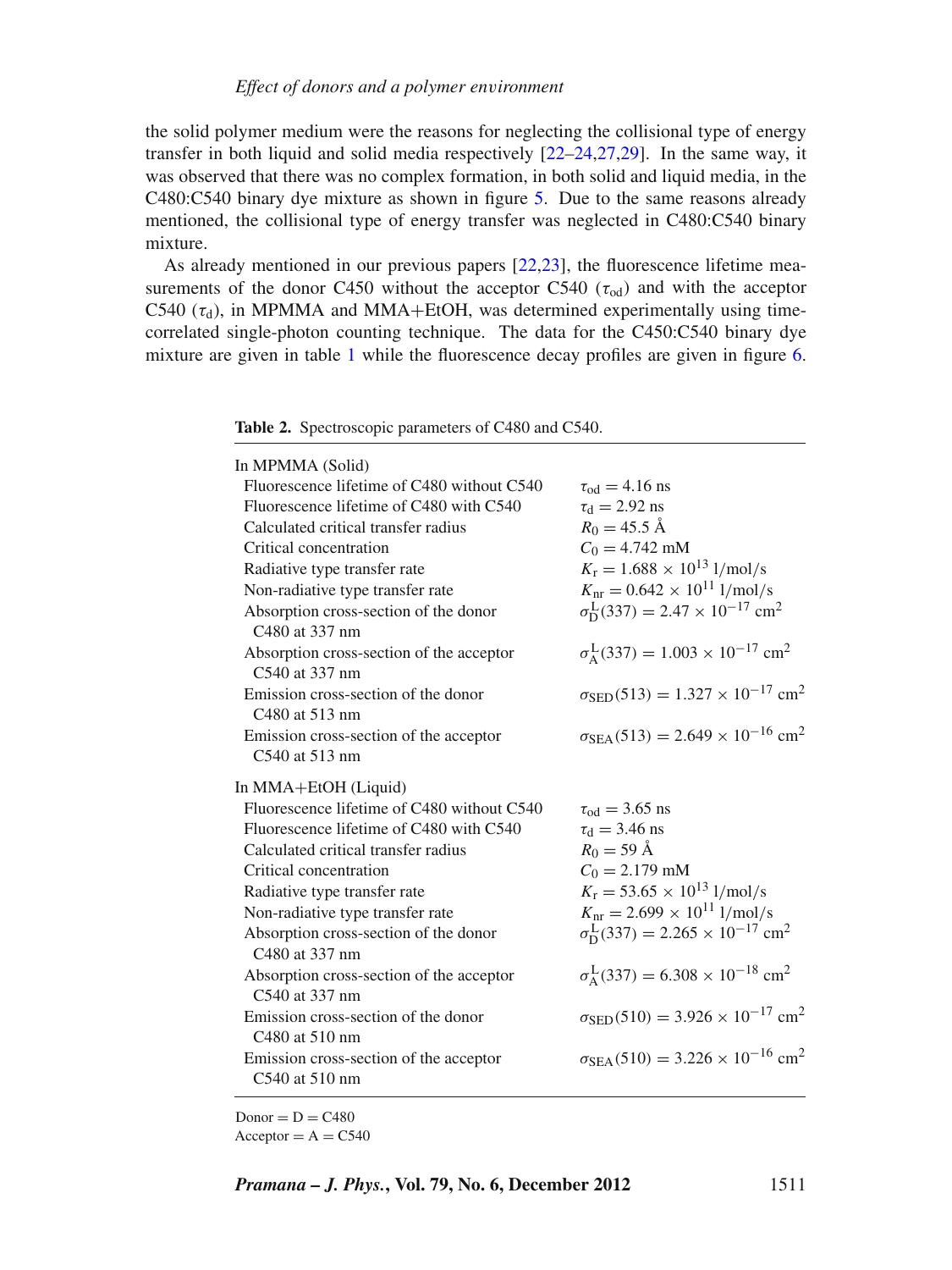the solid polymer medium were the reasons for neglecting the collisional type of energy transfer in both liquid and solid media respectively [22–24,27,29]. In the same way, it was observed that there was no complex formation, in both solid and liquid media, in the C480:C540 binary dye mixture as shown in figure 5. Due to the same reasons already mentioned, the collisional type of energy transfer was neglected in C480:C540 binary mixture.

As already mentioned in our previous papers [22,23], the fluorescence lifetime measurements of the donor C450 without the acceptor C540 ($\tau_{od}$) and with the acceptor C540 ($\tau_d$), in MPMMA and MMA+EtOH, was determined experimentally using time-correlated single-photon counting technique. The data for the C450:C540 binary dye mixture are given in table 1 while the fluorescence decay profiles are given in figure 6.

**Table 2.** Spectroscopic parameters of C480 and C540.

| | |
|---|---|
| In MPMMA (Solid) | |
| Fluorescence lifetime of C480 without C540 | $\tau_{od} = 4.16$ ns |
| Fluorescence lifetime of C480 with C540 | $\tau_d = 2.92$ ns |
| Calculated critical transfer radius | $R_0 = 45.5$ Å |
| Critical concentration | $C_0 = 4.742$ mM |
| Radiative type transfer rate | $K_r = 1.688 \times 10^{13}$ 1/mol/s |
| Non-radiative type transfer rate | $K_{nr} = 0.642 \times 10^{11}$ 1/mol/s |
| Absorption cross-section of the donor C480 at 337 nm | $\sigma_D^L(337) = 2.47 \times 10^{-17}$ cm$^2$ |
| Absorption cross-section of the acceptor C540 at 337 nm | $\sigma_A^L(337) = 1.003 \times 10^{-17}$ cm$^2$ |
| Emission cross-section of the donor C480 at 513 nm | $\sigma_{SED}(513) = 1.327 \times 10^{-17}$ cm$^2$ |
| Emission cross-section of the acceptor C540 at 513 nm | $\sigma_{SEA}(513) = 2.649 \times 10^{-16}$ cm$^2$ |
| In MMA+EtOH (Liquid) | |
| Fluorescence lifetime of C480 without C540 | $\tau_{od} = 3.65$ ns |
| Fluorescence lifetime of C480 with C540 | $\tau_d = 3.46$ ns |
| Calculated critical transfer radius | $R_0 = 59$ Å |
| Critical concentration | $C_0 = 2.179$ mM |
| Radiative type transfer rate | $K_r = 53.65 \times 10^{13}$ 1/mol/s |
| Non-radiative type transfer rate | $K_{nr} = 2.699 \times 10^{11}$ 1/mol/s |
| Absorption cross-section of the donor C480 at 337 nm | $\sigma_D^L(337) = 2.265 \times 10^{-17}$ cm$^2$ |
| Absorption cross-section of the acceptor C540 at 337 nm | $\sigma_A^L(337) = 6.308 \times 10^{-18}$ cm$^2$ |
| Emission cross-section of the donor C480 at 510 nm | $\sigma_{SED}(510) = 3.926 \times 10^{-17}$ cm$^2$ |
| Emission cross-section of the acceptor C540 at 510 nm | $\sigma_{SEA}(510) = 3.226 \times 10^{-16}$ cm$^2$ |

Donor = D = C480
Acceptor = A = C540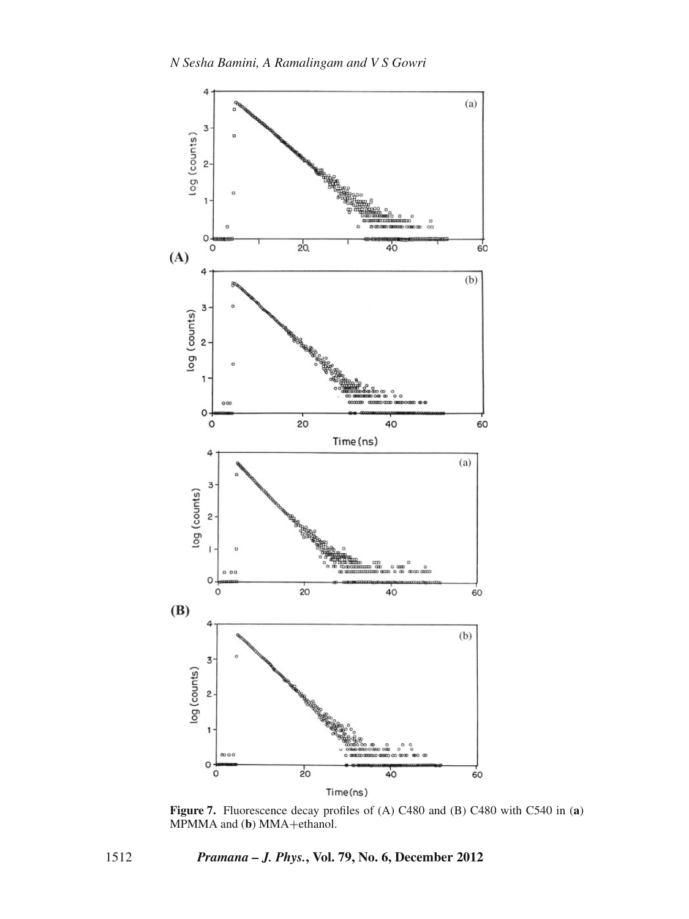**Figure 7.** Fluorescence decay profiles of (A) C480 and (B) C480 with C540 in (**a**) MPMMA and (**b**) MMA+ethanol.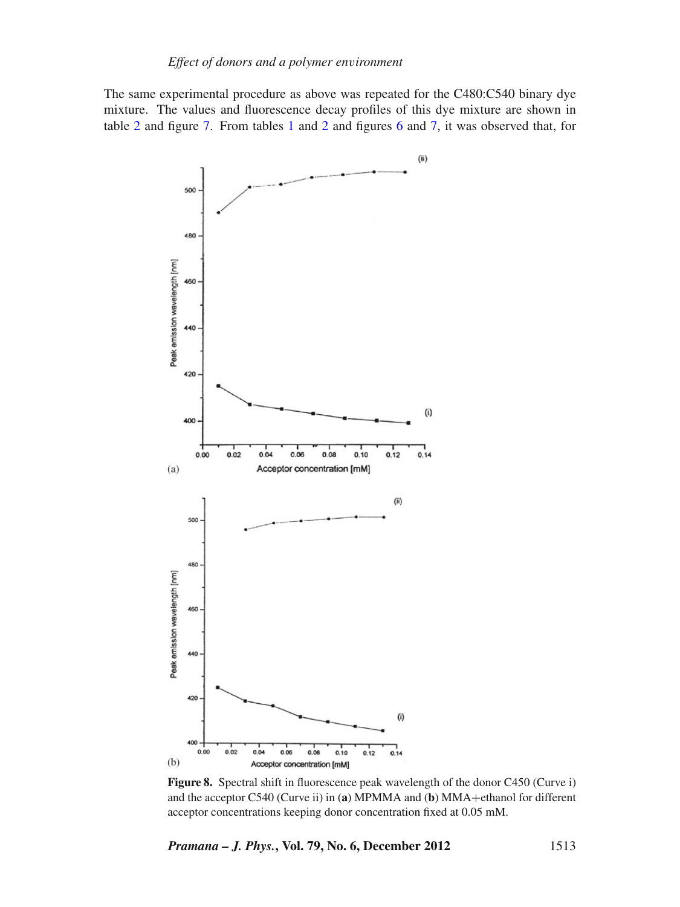The same experimental procedure as above was repeated for the C480:C540 binary dye mixture. The values and fluorescence decay profiles of this dye mixture are shown in table 2 and figure 7. From tables 1 and 2 and figures 6 and 7, it was observed that, for

**Figure 8.** Spectral shift in fluorescence peak wavelength of the donor C450 (Curve i) and the acceptor C540 (Curve ii) in (**a**) MPMMA and (**b**) MMA+ethanol for different acceptor concentrations keeping donor concentration fixed at 0.05 mM.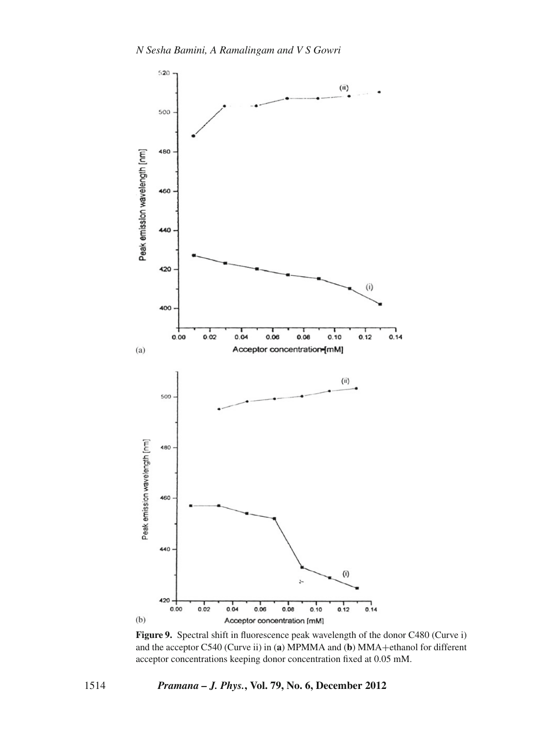**Figure 9.** Spectral shift in fluorescence peak wavelength of the donor C480 (Curve i) and the acceptor C540 (Curve ii) in (**a**) MPMMA and (**b**) MMA+ethanol for different acceptor concentrations keeping donor concentration fixed at 0.05 mM.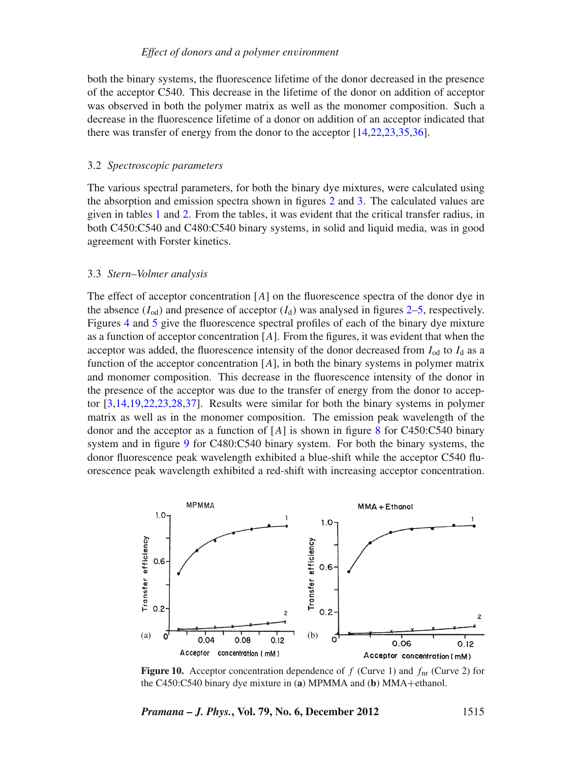both the binary systems, the fluorescence lifetime of the donor decreased in the presence of the acceptor C540. This decrease in the lifetime of the donor on addition of acceptor was observed in both the polymer matrix as well as the monomer composition. Such a decrease in the fluorescence lifetime of a donor on addition of an acceptor indicated that there was transfer of energy from the donor to the acceptor [14,22,23,35,36].

### 3.2 *Spectroscopic parameters*

The various spectral parameters, for both the binary dye mixtures, were calculated using the absorption and emission spectra shown in figures 2 and 3. The calculated values are given in tables 1 and 2. From the tables, it was evident that the critical transfer radius, in both C450:C540 and C480:C540 binary systems, in solid and liquid media, was in good agreement with Forster kinetics.

### 3.3 *Stern–Volmer analysis*

The effect of acceptor concentration $[A]$ on the fluorescence spectra of the donor dye in the absence ($I_{\mathrm{od}}$) and presence of acceptor ($I_{\mathrm{d}}$) was analysed in figures 2–5, respectively. Figures 4 and 5 give the fluorescence spectral profiles of each of the binary dye mixture as a function of acceptor concentration $[A]$. From the figures, it was evident that when the acceptor was added, the fluorescence intensity of the donor decreased from $I_{\mathrm{od}}$ to $I_{\mathrm{d}}$ as a function of the acceptor concentration $[A]$, in both the binary systems in polymer matrix and monomer composition. This decrease in the fluorescence intensity of the donor in the presence of the acceptor was due to the transfer of energy from the donor to acceptor [3,14,19,22,23,28,37]. Results were similar for both the binary systems in polymer matrix as well as in the monomer composition. The emission peak wavelength of the donor and the acceptor as a function of $[A]$ is shown in figure 8 for C450:C540 binary system and in figure 9 for C480:C540 binary system. For both the binary systems, the donor fluorescence peak wavelength exhibited a blue-shift while the acceptor C540 fluorescence peak wavelength exhibited a red-shift with increasing acceptor concentration.

**Figure 10.** Acceptor concentration dependence of $f$ (Curve 1) and $f_{\mathrm{nr}}$ (Curve 2) for the C450:C540 binary dye mixture in (**a**) MPMMA and (**b**) MMA+ethanol.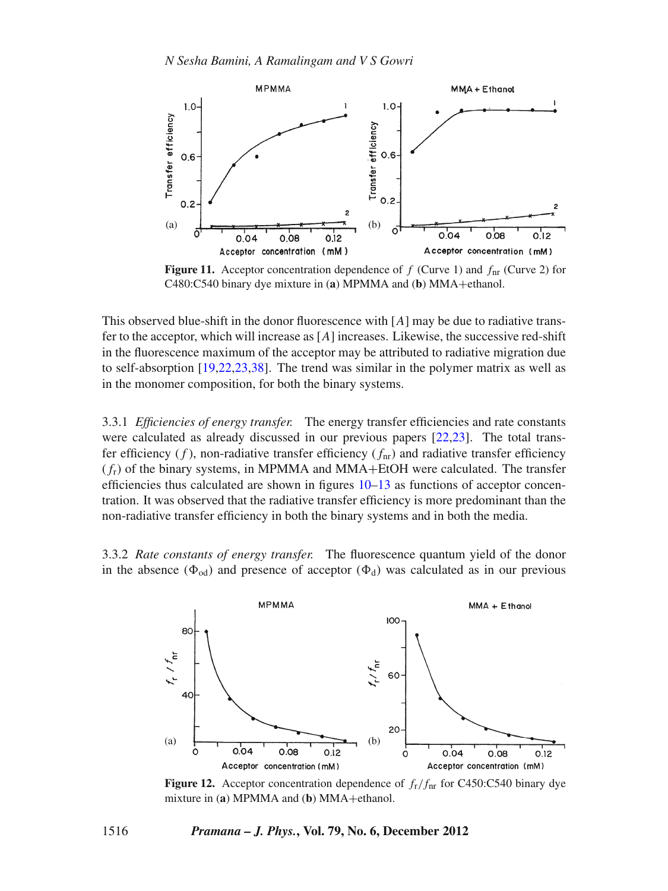**Figure 11.** Acceptor concentration dependence of $f$ (Curve 1) and $f_{nr}$ (Curve 2) for C480:C540 binary dye mixture in (**a**) MPMMA and (**b**) MMA+ethanol.

This observed blue-shift in the donor fluorescence with $[A]$ may be due to radiative transfer to the acceptor, which will increase as $[A]$ increases. Likewise, the successive red-shift in the fluorescence maximum of the acceptor may be attributed to radiative migration due to self-absorption [19,22,23,38]. The trend was similar in the polymer matrix as well as in the monomer composition, for both the binary systems.

3.3.1 *Efficiencies of energy transfer.* The energy transfer efficiencies and rate constants were calculated as already discussed in our previous papers [22,23]. The total transfer efficiency ($f$), non-radiative transfer efficiency ($f_{nr}$) and radiative transfer efficiency ($f_r$) of the binary systems, in MPMMA and MMA+EtOH were calculated. The transfer efficiencies thus calculated are shown in figures 10–13 as functions of acceptor concentration. It was observed that the radiative transfer efficiency is more predominant than the non-radiative transfer efficiency in both the binary systems and in both the media.

3.3.2 *Rate constants of energy transfer.* The fluorescence quantum yield of the donor in the absence ($\Phi_{od}$) and presence of acceptor ($\Phi_d$) was calculated as in our previous

**Figure 12.** Acceptor concentration dependence of $f_r/f_{nr}$ for C450:C540 binary dye mixture in (**a**) MPMMA and (**b**) MMA+ethanol.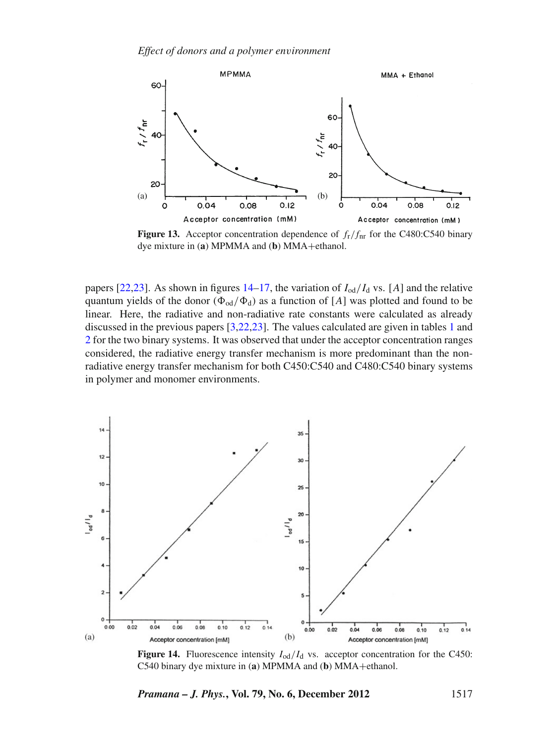Figure 13. Acceptor concentration dependence of $f_r/f_{nr}$ for the C480:C540 binary dye mixture in (**a**) MPMMA and (**b**) MMA+ethanol.

papers [22,23]. As shown in figures 14–17, the variation of $I_{od}/I_d$ vs. $[A]$ and the relative quantum yields of the donor ($\Phi_{od}/\Phi_d$) as a function of $[A]$ was plotted and found to be linear. Here, the radiative and non-radiative rate constants were calculated as already discussed in the previous papers [3,22,23]. The values calculated are given in tables 1 and 2 for the two binary systems. It was observed that under the acceptor concentration ranges considered, the radiative energy transfer mechanism is more predominant than the non-radiative energy transfer mechanism for both C450:C540 and C480:C540 binary systems in polymer and monomer environments.

Figure 14. Fluorescence intensity $I_{od}/I_d$ vs. acceptor concentration for the C450: C540 binary dye mixture in (**a**) MPMMA and (**b**) MMA+ethanol.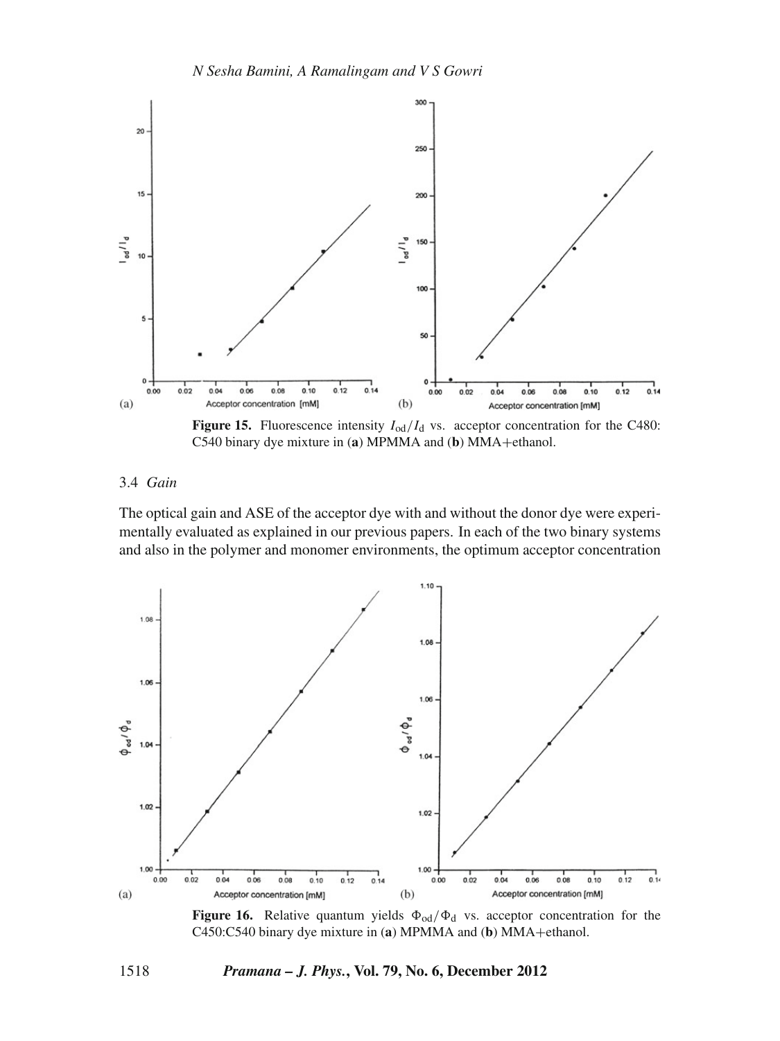**Figure 15.** Fluorescence intensity $I_{od}/I_d$ vs. acceptor concentration for the C480: C540 binary dye mixture in (**a**) MPMMA and (**b**) MMA+ethanol.

### 3.4 *Gain*

The optical gain and ASE of the acceptor dye with and without the donor dye were experimentally evaluated as explained in our previous papers. In each of the two binary systems and also in the polymer and monomer environments, the optimum acceptor concentration

**Figure 16.** Relative quantum yields $\Phi_{od}/\Phi_d$ vs. acceptor concentration for the C450:C540 binary dye mixture in (**a**) MPMMA and (**b**) MMA+ethanol.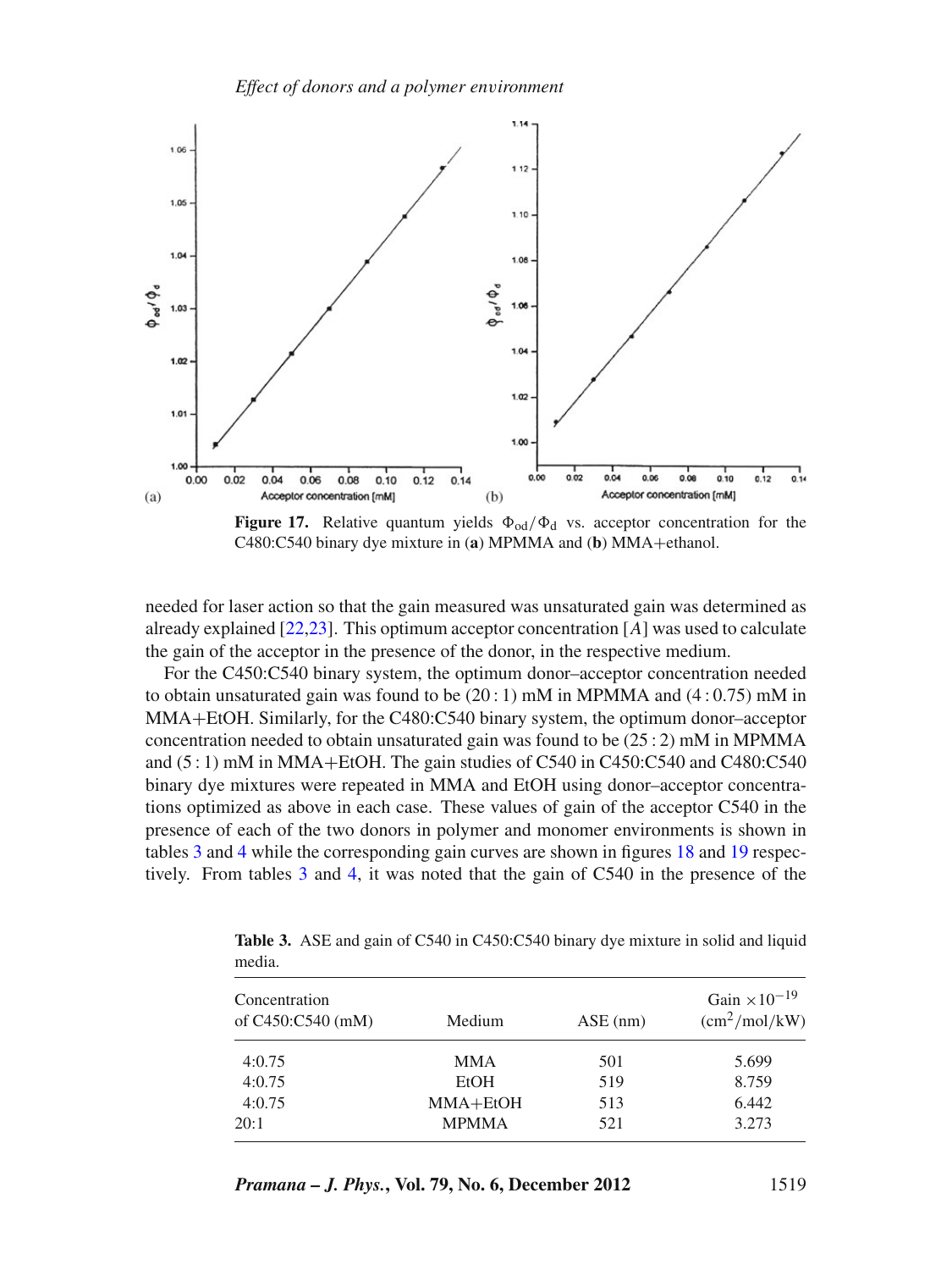Figure 17. Relative quantum yields $\Phi_{od}/\Phi_d$ vs. acceptor concentration for the C480:C540 binary dye mixture in (a) MPMMA and (b) MMA+ethanol.

needed for laser action so that the gain measured was unsaturated gain was determined as already explained [22,23]. This optimum acceptor concentration $[A]$ was used to calculate the gain of the acceptor in the presence of the donor, in the respective medium.

For the C450:C540 binary system, the optimum donor–acceptor concentration needed to obtain unsaturated gain was found to be (20 : 1) mM in MPMMA and (4 : 0.75) mM in MMA+EtOH. Similarly, for the C480:C540 binary system, the optimum donor–acceptor concentration needed to obtain unsaturated gain was found to be (25 : 2) mM in MPMMA and (5 : 1) mM in MMA+EtOH. The gain studies of C540 in C450:C540 and C480:C540 binary dye mixtures were repeated in MMA and EtOH using donor–acceptor concentrations optimized as above in each case. These values of gain of the acceptor C540 in the presence of each of the two donors in polymer and monomer environments is shown in tables 3 and 4 while the corresponding gain curves are shown in figures 18 and 19 respectively. From tables 3 and 4, it was noted that the gain of C540 in the presence of the

**Table 3.** ASE and gain of C540 in C450:C540 binary dye mixture in solid and liquid media.

| Concentration of C450:C540 (mM) | Medium | ASE (nm) | Gain $\times 10^{-19}$ ($cm^2$/mol/kW) |
|---|---|---|---|
| 4:0.75 | MMA | 501 | 5.699 |
| 4:0.75 | EtOH | 519 | 8.759 |
| 4:0.75 | MMA+EtOH | 513 | 6.442 |
| 20:1 | MPMMA | 521 | 3.273 |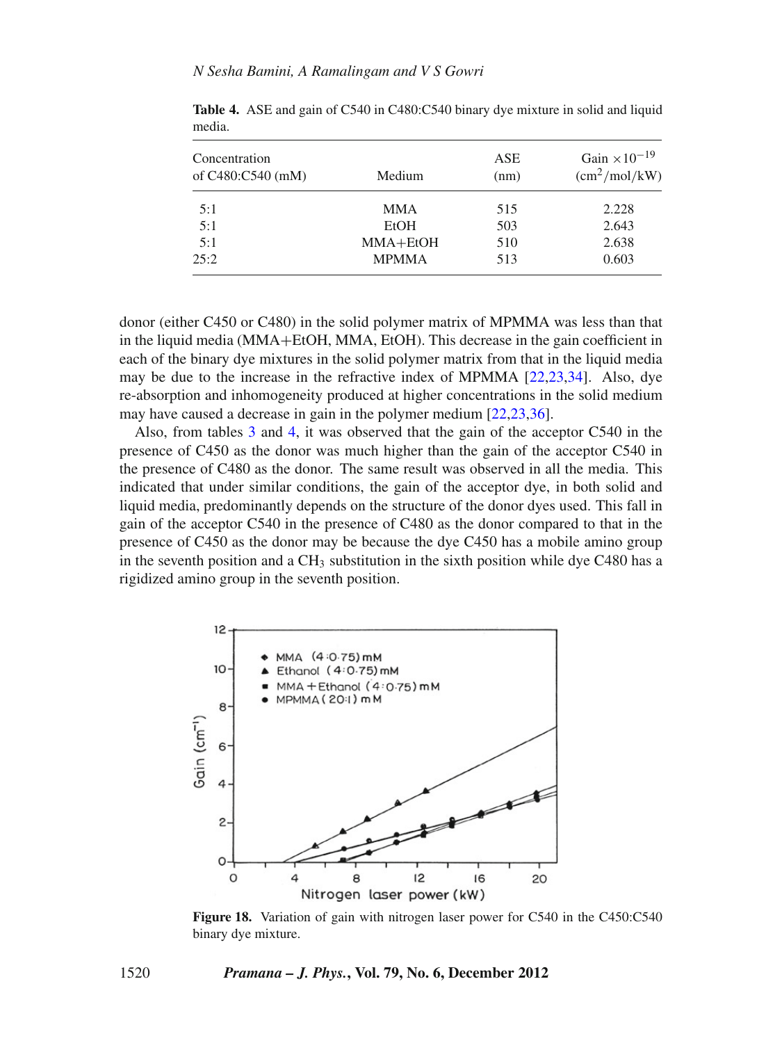**Table 4.** ASE and gain of C540 in C480:C540 binary dye mixture in solid and liquid media.

| Concentration of C480:C540 (mM) | Medium | ASE (nm) | Gain $\times 10^{-19}$ ($cm^2$/mol/kW) |
|---|---|---|---|
| 5:1 | MMA | 515 | 2.228 |
| 5:1 | EtOH | 503 | 2.643 |
| 5:1 | MMA+EtOH | 510 | 2.638 |
| 25:2 | MPMMA | 513 | 0.603 |

donor (either C450 or C480) in the solid polymer matrix of MPMMA was less than that in the liquid media (MMA+EtOH, MMA, EtOH). This decrease in the gain coefficient in each of the binary dye mixtures in the solid polymer matrix from that in the liquid media may be due to the increase in the refractive index of MPMMA [22,23,34]. Also, dye re-absorption and inhomogeneity produced at higher concentrations in the solid medium may have caused a decrease in gain in the polymer medium [22,23,36].

Also, from tables 3 and 4, it was observed that the gain of the acceptor C540 in the presence of C450 as the donor was much higher than the gain of the acceptor C540 in the presence of C480 as the donor. The same result was observed in all the media. This indicated that under similar conditions, the gain of the acceptor dye, in both solid and liquid media, predominantly depends on the structure of the donor dyes used. This fall in gain of the acceptor C540 in the presence of C480 as the donor compared to that in the presence of C450 as the donor may be because the dye C450 has a mobile amino group in the seventh position and a $CH_3$ substitution in the sixth position while dye C480 has a rigidized amino group in the seventh position.

**Figure 18.** Variation of gain with nitrogen laser power for C540 in the C450:C540 binary dye mixture.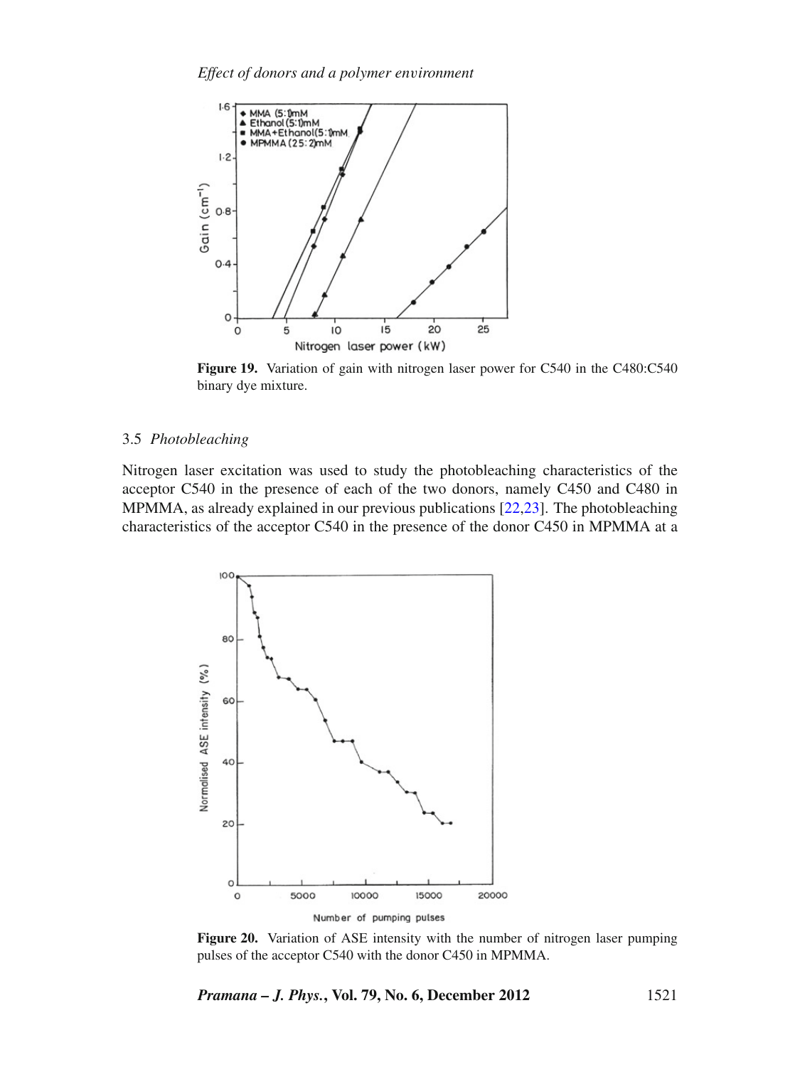**Figure 19.** Variation of gain with nitrogen laser power for C540 in the C480:C540 binary dye mixture.

### 3.5 *Photobleaching*

Nitrogen laser excitation was used to study the photobleaching characteristics of the acceptor C540 in the presence of each of the two donors, namely C450 and C480 in MPMMA, as already explained in our previous publications [22,23]. The photobleaching characteristics of the acceptor C540 in the presence of the donor C450 in MPMMA at a

**Figure 20.** Variation of ASE intensity with the number of nitrogen laser pumping pulses of the acceptor C540 with the donor C450 in MPMMA.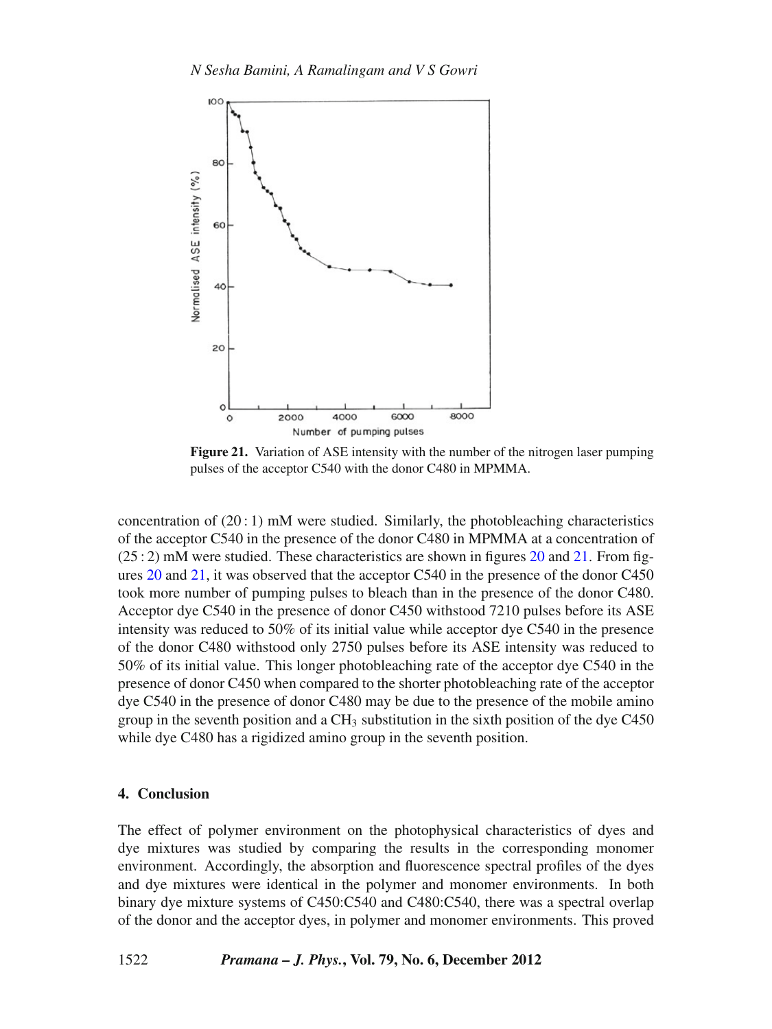**Figure 21.** Variation of ASE intensity with the number of the nitrogen laser pumping pulses of the acceptor C540 with the donor C480 in MPMMA.

concentration of (20 : 1) mM were studied. Similarly, the photobleaching characteristics of the acceptor C540 in the presence of the donor C480 in MPMMA at a concentration of (25 : 2) mM were studied. These characteristics are shown in figures 20 and 21. From figures 20 and 21, it was observed that the acceptor C540 in the presence of the donor C450 took more number of pumping pulses to bleach than in the presence of the donor C480. Acceptor dye C540 in the presence of donor C450 withstood 7210 pulses before its ASE intensity was reduced to 50% of its initial value while acceptor dye C540 in the presence of the donor C480 withstood only 2750 pulses before its ASE intensity was reduced to 50% of its initial value. This longer photobleaching rate of the acceptor dye C540 in the presence of donor C450 when compared to the shorter photobleaching rate of the acceptor dye C540 in the presence of donor C480 may be due to the presence of the mobile amino group in the seventh position and a $CH_3$ substitution in the sixth position of the dye C450 while dye C480 has a rigidized amino group in the seventh position.

## 4. Conclusion

The effect of polymer environment on the photophysical characteristics of dyes and dye mixtures was studied by comparing the results in the corresponding monomer environment. Accordingly, the absorption and fluorescence spectral profiles of the dyes and dye mixtures were identical in the polymer and monomer environments. In both binary dye mixture systems of C450:C540 and C480:C540, there was a spectral overlap of the donor and the acceptor dyes, in polymer and monomer environments. This proved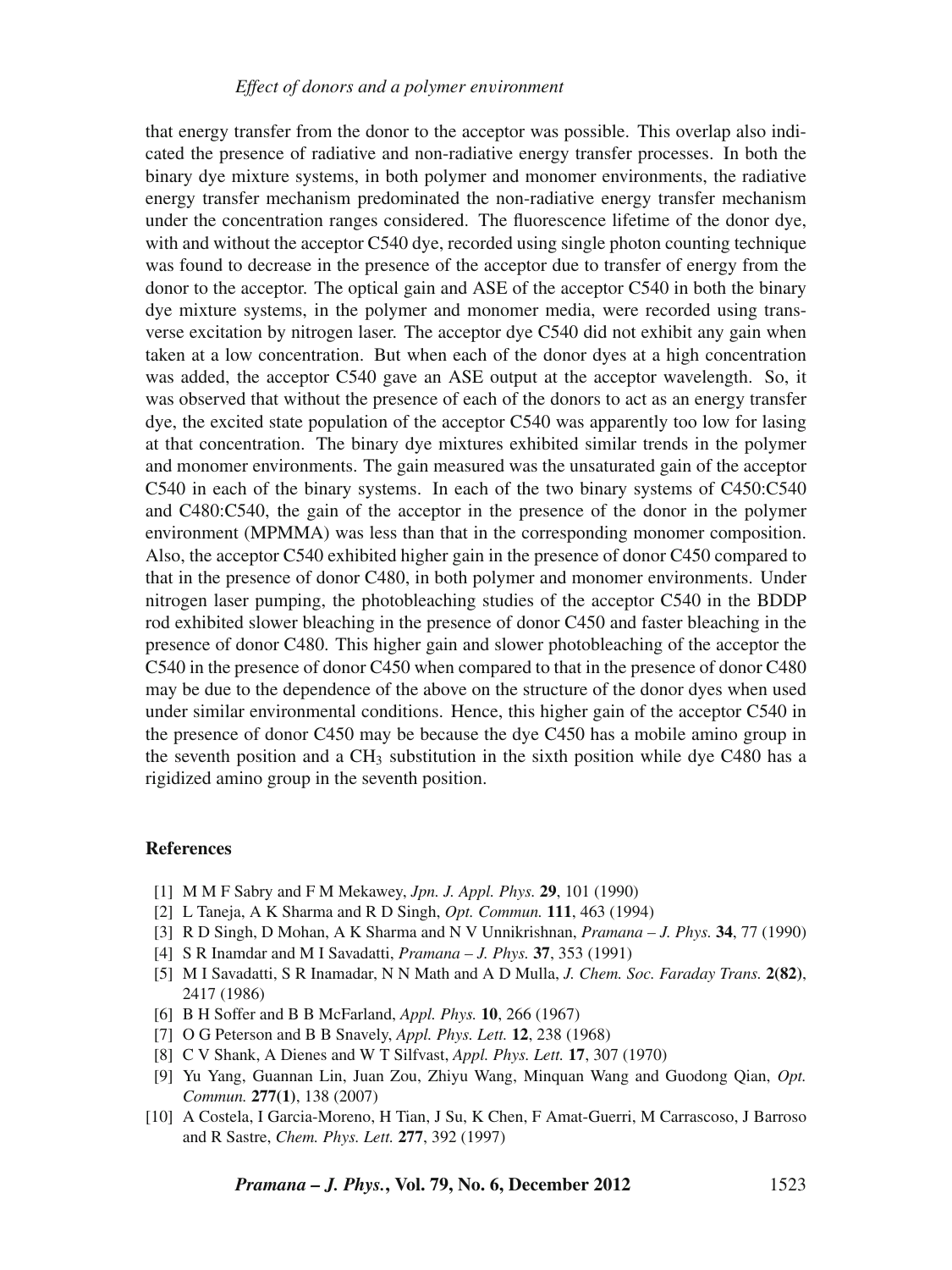that energy transfer from the donor to the acceptor was possible. This overlap also indicated the presence of radiative and non-radiative energy transfer processes. In both the binary dye mixture systems, in both polymer and monomer environments, the radiative energy transfer mechanism predominated the non-radiative energy transfer mechanism under the concentration ranges considered. The fluorescence lifetime of the donor dye, with and without the acceptor C540 dye, recorded using single photon counting technique was found to decrease in the presence of the acceptor due to transfer of energy from the donor to the acceptor. The optical gain and ASE of the acceptor C540 in both the binary dye mixture systems, in the polymer and monomer media, were recorded using transverse excitation by nitrogen laser. The acceptor dye C540 did not exhibit any gain when taken at a low concentration. But when each of the donor dyes at a high concentration was added, the acceptor C540 gave an ASE output at the acceptor wavelength. So, it was observed that without the presence of each of the donors to act as an energy transfer dye, the excited state population of the acceptor C540 was apparently too low for lasing at that concentration. The binary dye mixtures exhibited similar trends in the polymer and monomer environments. The gain measured was the unsaturated gain of the acceptor C540 in each of the binary systems. In each of the two binary systems of C450:C540 and C480:C540, the gain of the acceptor in the presence of the donor in the polymer environment (MPMMA) was less than that in the corresponding monomer composition. Also, the acceptor C540 exhibited higher gain in the presence of donor C450 compared to that in the presence of donor C480, in both polymer and monomer environments. Under nitrogen laser pumping, the photobleaching studies of the acceptor C540 in the BDDP rod exhibited slower bleaching in the presence of donor C450 and faster bleaching in the presence of donor C480. This higher gain and slower photobleaching of the acceptor the C540 in the presence of donor C450 when compared to that in the presence of donor C480 may be due to the dependence of the above on the structure of the donor dyes when used under similar environmental conditions. Hence, this higher gain of the acceptor C540 in the presence of donor C450 may be because the dye C450 has a mobile amino group in the seventh position and a $CH_3$ substitution in the sixth position while dye C480 has a rigidized amino group in the seventh position.

## References

[1] M M F Sabry and F M Mekawey, *Jpn. J. Appl. Phys.* **29**, 101 (1990)

[2] L Taneja, A K Sharma and R D Singh, *Opt. Commun.* **111**, 463 (1994)

[3] R D Singh, D Mohan, A K Sharma and N V Unnikrishnan, *Pramana – J. Phys.* **34**, 77 (1990)

[4] S R Inamdar and M I Savadatti, *Pramana – J. Phys.* **37**, 353 (1991)

[5] M I Savadatti, S R Inamadar, N N Math and A D Mulla, *J. Chem. Soc. Faraday Trans.* **2(82)**, 2417 (1986)

[6] B H Soffer and B B McFarland, *Appl. Phys.* **10**, 266 (1967)

[7] O G Peterson and B B Snavely, *Appl. Phys. Lett.* **12**, 238 (1968)

[8] C V Shank, A Dienes and W T Silfvast, *Appl. Phys. Lett.* **17**, 307 (1970)

[9] Yu Yang, Guannan Lin, Juan Zou, Zhiyu Wang, Minquan Wang and Guodong Qian, *Opt. Commun.* **277(1)**, 138 (2007)

[10] A Costela, I Garcia-Moreno, H Tian, J Su, K Chen, F Amat-Guerri, M Carrascoso, J Barroso and R Sastre, *Chem. Phys. Lett.* **277**, 392 (1997)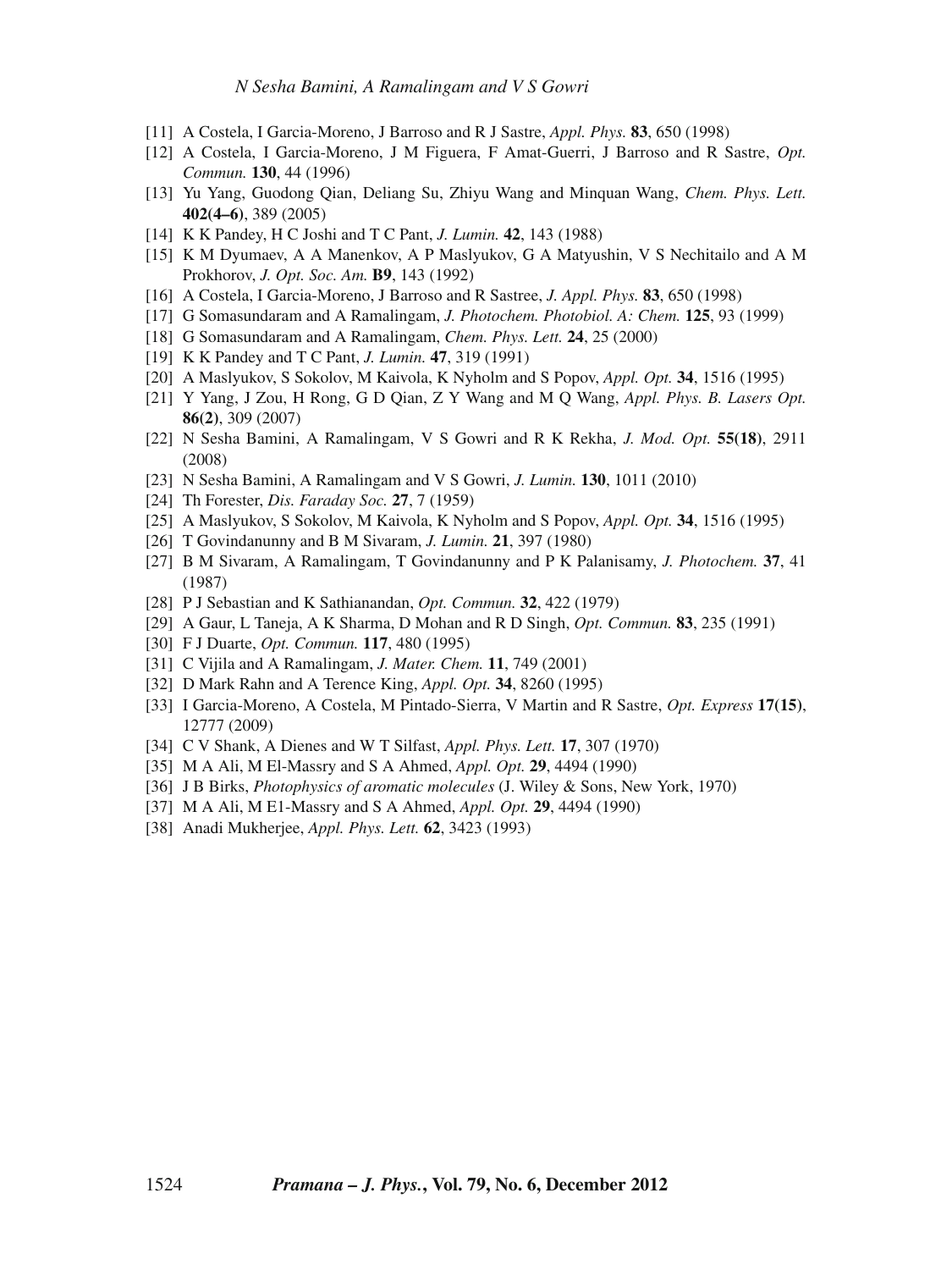[11] A Costela, I Garcia-Moreno, J Barroso and R J Sastre, *Appl. Phys.* **83**, 650 (1998)

[12] A Costela, I Garcia-Moreno, J M Figuera, F Amat-Guerri, J Barroso and R Sastre, *Opt. Commun.* **130**, 44 (1996)

[13] Yu Yang, Guodong Qian, Deliang Su, Zhiyu Wang and Minquan Wang, *Chem. Phys. Lett.* **402(4–6)**, 389 (2005)

[14] K K Pandey, H C Joshi and T C Pant, *J. Lumin.* **42**, 143 (1988)

[15] K M Dyumaev, A A Manenkov, A P Maslyukov, G A Matyushin, V S Nechitailo and A M Prokhorov, *J. Opt. Soc. Am.* **B9**, 143 (1992)

[16] A Costela, I Garcia-Moreno, J Barroso and R Sastree, *J. Appl. Phys.* **83**, 650 (1998)

[17] G Somasundaram and A Ramalingam, *J. Photochem. Photobiol. A: Chem.* **125**, 93 (1999)

[18] G Somasundaram and A Ramalingam, *Chem. Phys. Lett.* **24**, 25 (2000)

[19] K K Pandey and T C Pant, *J. Lumin.* **47**, 319 (1991)

[20] A Maslyukov, S Sokolov, M Kaivola, K Nyholm and S Popov, *Appl. Opt.* **34**, 1516 (1995)

[21] Y Yang, J Zou, H Rong, G D Qian, Z Y Wang and M Q Wang, *Appl. Phys. B. Lasers Opt.* **86(2)**, 309 (2007)

[22] N Sesha Bamini, A Ramalingam, V S Gowri and R K Rekha, *J. Mod. Opt.* **55(18)**, 2911 (2008)

[23] N Sesha Bamini, A Ramalingam and V S Gowri, *J. Lumin.* **130**, 1011 (2010)

[24] Th Forester, *Dis. Faraday Soc.* **27**, 7 (1959)

[25] A Maslyukov, S Sokolov, M Kaivola, K Nyholm and S Popov, *Appl. Opt.* **34**, 1516 (1995)

[26] T Govindanunny and B M Sivaram, *J. Lumin.* **21**, 397 (1980)

[27] B M Sivaram, A Ramalingam, T Govindanunny and P K Palanisamy, *J. Photochem.* **37**, 41 (1987)

[28] P J Sebastian and K Sathianandan, *Opt. Commun.* **32**, 422 (1979)

[29] A Gaur, L Taneja, A K Sharma, D Mohan and R D Singh, *Opt. Commun.* **83**, 235 (1991)

[30] F J Duarte, *Opt. Commun.* **117**, 480 (1995)

[31] C Vijila and A Ramalingam, *J. Mater. Chem.* **11**, 749 (2001)

[32] D Mark Rahn and A Terence King, *Appl. Opt.* **34**, 8260 (1995)

[33] I Garcia-Moreno, A Costela, M Pintado-Sierra, V Martin and R Sastre, *Opt. Express* **17(15)**, 12777 (2009)

[34] C V Shank, A Dienes and W T Silfast, *Appl. Phys. Lett.* **17**, 307 (1970)

[35] M A Ali, M El-Massry and S A Ahmed, *Appl. Opt.* **29**, 4494 (1990)

[36] J B Birks, *Photophysics of aromatic molecules* (J. Wiley & Sons, New York, 1970)

[37] M A Ali, M E1-Massry and S A Ahmed, *Appl. Opt.* **29**, 4494 (1990)

[38] Anadi Mukherjee, *Appl. Phys. Lett.* **62**, 3423 (1993)